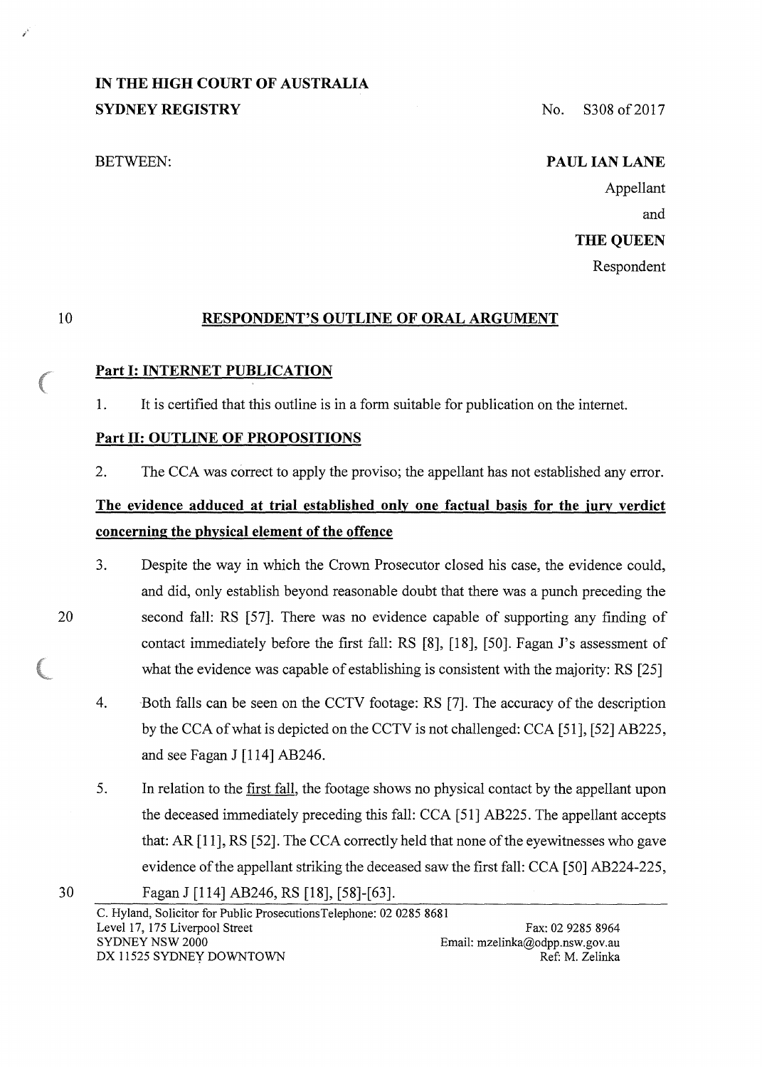**IN THE HIGH COURT OF AUSTRALIA**
**SYDNEY REGISTRY**

No. S308 of 2017

BETWEEN:

**PAUL IAN LANE**
Appellant

and

**THE QUEEN**
Respondent

## RESPONDENT'S OUTLINE OF ORAL ARGUMENT

### Part I: INTERNET PUBLICATION

1. It is certified that this outline is in a form suitable for publication on the internet.

### Part II: OUTLINE OF PROPOSITIONS

2. The CCA was correct to apply the proviso; the appellant has not established any error.

**The evidence adduced at trial established only one factual basis for the jury verdict concerning the physical element of the offence**

3. Despite the way in which the Crown Prosecutor closed his case, the evidence could, and did, only establish beyond reasonable doubt that there was a punch preceding the second fall: RS [57]. There was no evidence capable of supporting any finding of contact immediately before the first fall: RS [8], [18], [50]. Fagan J's assessment of what the evidence was capable of establishing is consistent with the majority: RS [25]

4. Both falls can be seen on the CCTV footage: RS [7]. The accuracy of the description by the CCA of what is depicted on the CCTV is not challenged: CCA [51], [52] AB225, and see Fagan J [114] AB246.

5. In relation to the first fall, the footage shows no physical contact by the appellant upon the deceased immediately preceding this fall: CCA [51] AB225. The appellant accepts that: AR [11], RS [52]. The CCA correctly held that none of the eyewitnesses who gave evidence of the appellant striking the deceased saw the first fall: CCA [50] AB224-225, Fagan J [114] AB246, RS [18], [58]-[63].

C. Hyland, Solicitor for Public Prosecutions
Level 17, 175 Liverpool Street
SYDNEY NSW 2000
DX 11525 SYDNEY DOWNTOWN

Telephone: 02 0285 8681
Fax: 02 9285 8964
Email: mzelinka@odpp.nsw.gov.au
Ref: M. Zelinka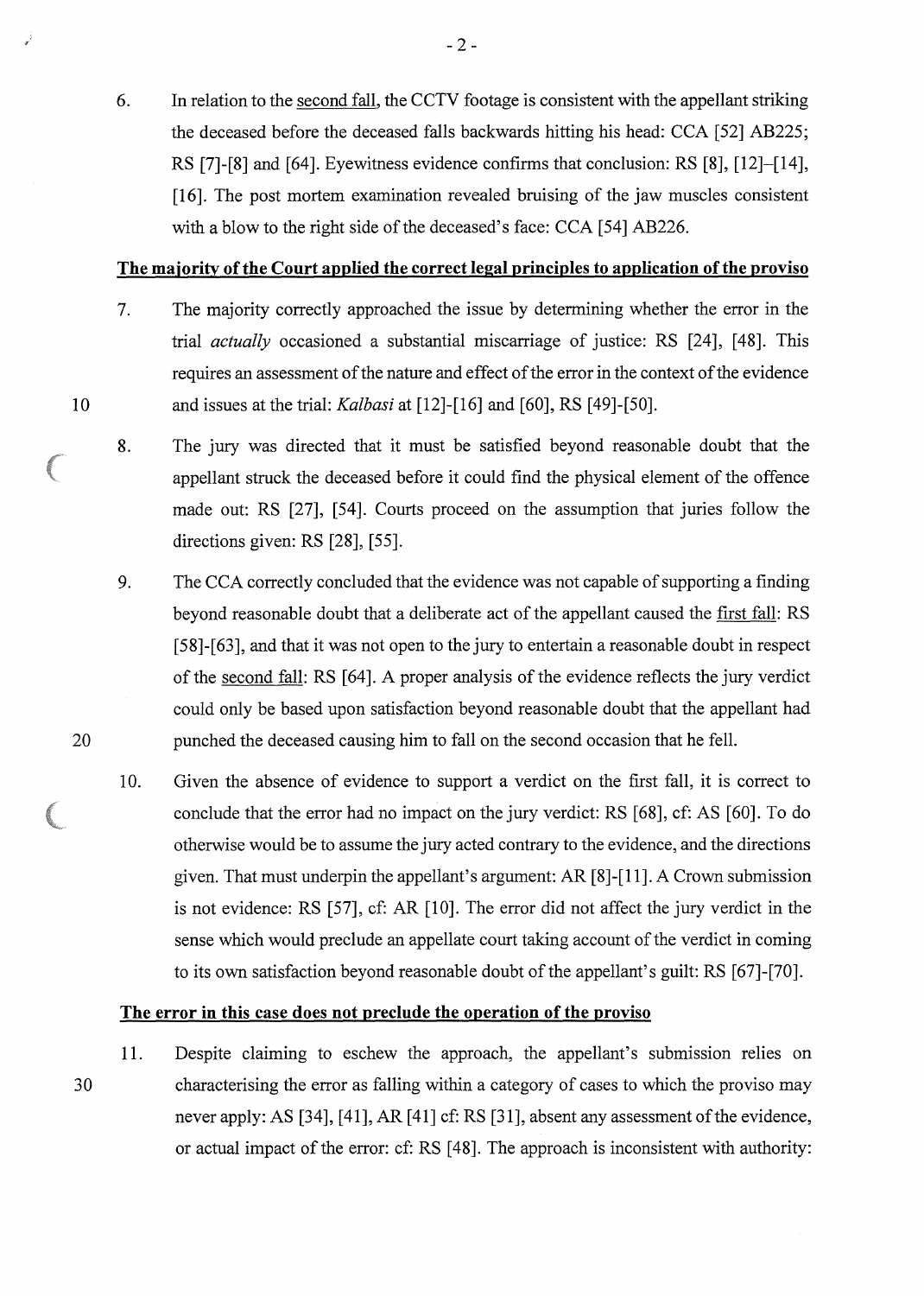6. In relation to the <u>second fall</u>, the CCTV footage is consistent with the appellant striking the deceased before the deceased falls backwards hitting his head: CCA [52] AB225; RS [7]-[8] and [64]. Eyewitness evidence confirms that conclusion: RS [8], [12]–[14], [16]. The post mortem examination revealed bruising of the jaw muscles consistent with a blow to the right side of the deceased's face: CCA [54] AB226.

**<u>The majority of the Court applied the correct legal principles to application of the proviso</u>**

7. The majority correctly approached the issue by determining whether the error in the trial *actually* occasioned a substantial miscarriage of justice: RS [24], [48]. This requires an assessment of the nature and effect of the error in the context of the evidence and issues at the trial: *Kalbasi* at [12]-[16] and [60], RS [49]-[50].

8. The jury was directed that it must be satisfied beyond reasonable doubt that the appellant struck the deceased before it could find the physical element of the offence made out: RS [27], [54]. Courts proceed on the assumption that juries follow the directions given: RS [28], [55].

9. The CCA correctly concluded that the evidence was not capable of supporting a finding beyond reasonable doubt that a deliberate act of the appellant caused the <u>first fall</u>: RS [58]-[63], and that it was not open to the jury to entertain a reasonable doubt in respect of the <u>second fall</u>: RS [64]. A proper analysis of the evidence reflects the jury verdict could only be based upon satisfaction beyond reasonable doubt that the appellant had punched the deceased causing him to fall on the second occasion that he fell.

10. Given the absence of evidence to support a verdict on the first fall, it is correct to conclude that the error had no impact on the jury verdict: RS [68], cf: AS [60]. To do otherwise would be to assume the jury acted contrary to the evidence, and the directions given. That must underpin the appellant's argument: AR [8]-[11]. A Crown submission is not evidence: RS [57], cf: AR [10]. The error did not affect the jury verdict in the sense which would preclude an appellate court taking account of the verdict in coming to its own satisfaction beyond reasonable doubt of the appellant's guilt: RS [67]-[70].

**<u>The error in this case does not preclude the operation of the proviso</u>**

11. Despite claiming to eschew the approach, the appellant's submission relies on characterising the error as falling within a category of cases to which the proviso may never apply: AS [34], [41], AR [41] cf: RS [31], absent any assessment of the evidence, or actual impact of the error: cf: RS [48]. The approach is inconsistent with authority: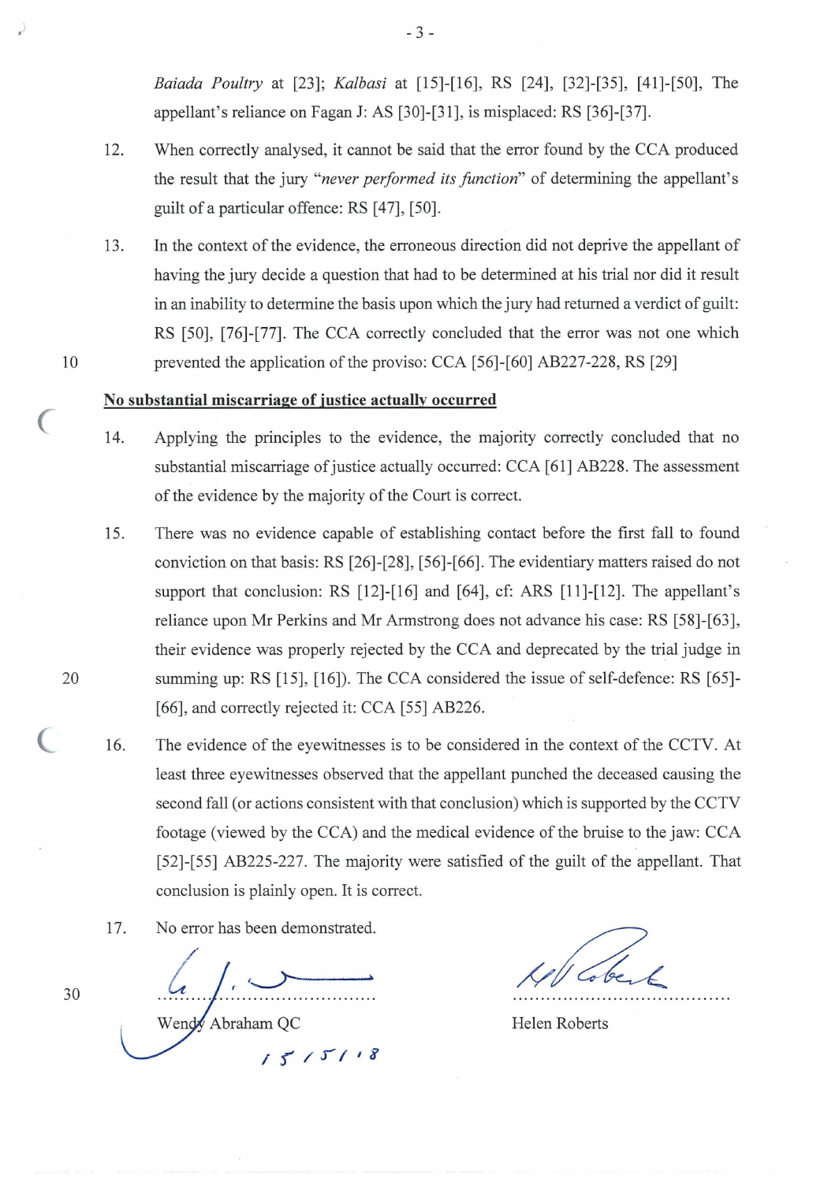*Baiada Poultry* at [23]; *Kalbasi* at [15]-[16], RS [24], [32]-[35], [41]-[50], The appellant's reliance on Fagan J: AS [30]-[31], is misplaced: RS [36]-[37].

12. When correctly analysed, it cannot be said that the error found by the CCA produced the result that the jury "*never performed its function*" of determining the appellant's guilt of a particular offence: RS [47], [50].

13. In the context of the evidence, the erroneous direction did not deprive the appellant of having the jury decide a question that had to be determined at his trial nor did it result in an inability to determine the basis upon which the jury had returned a verdict of guilt: RS [50], [76]-[77]. The CCA correctly concluded that the error was not one which prevented the application of the proviso: CCA [56]-[60] AB227-228, RS [29]

**No substantial miscarriage of justice actually occurred**

14. Applying the principles to the evidence, the majority correctly concluded that no substantial miscarriage of justice actually occurred: CCA [61] AB228. The assessment of the evidence by the majority of the Court is correct.

15. There was no evidence capable of establishing contact before the first fall to found conviction on that basis: RS [26]-[28], [56]-[66]. The evidentiary matters raised do not support that conclusion: RS [12]-[16] and [64], cf: ARS [11]-[12]. The appellant's reliance upon Mr Perkins and Mr Armstrong does not advance his case: RS [58]-[63], their evidence was properly rejected by the CCA and deprecated by the trial judge in summing up: RS [15], [16]). The CCA considered the issue of self-defence: RS [65]-[66], and correctly rejected it: CCA [55] AB226.

16. The evidence of the eyewitnesses is to be considered in the context of the CCTV. At least three eyewitnesses observed that the appellant punched the deceased causing the second fall (or actions consistent with that conclusion) which is supported by the CCTV footage (viewed by the CCA) and the medical evidence of the bruise to the jaw: CCA [52]-[55] AB225-227. The majority were satisfied of the guilt of the appellant. That conclusion is plainly open. It is correct.

17. No error has been demonstrated.

Wendy Abraham QC

15/5/18

Helen Roberts